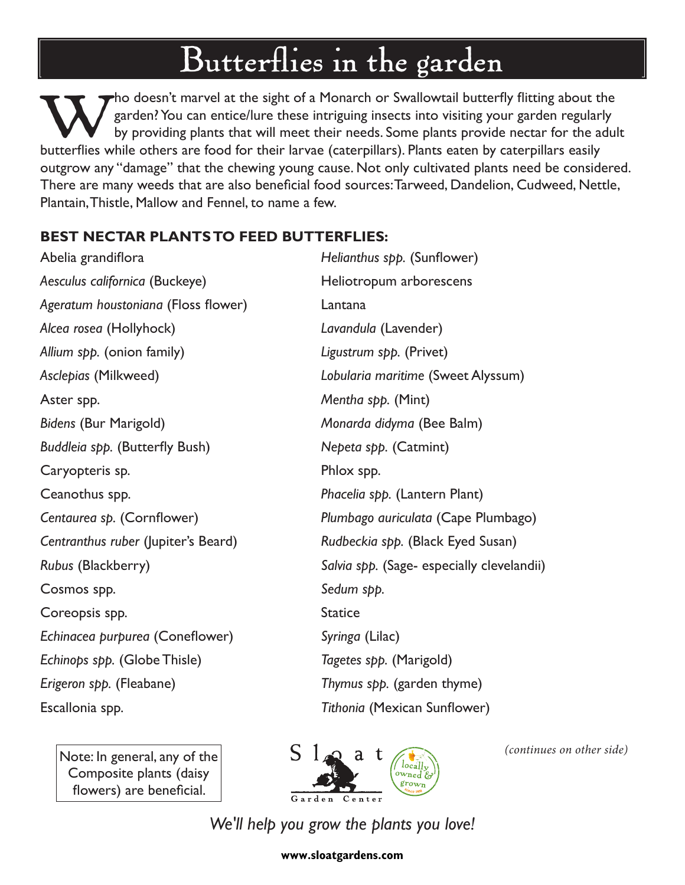# Butterflies in the garden

Who doesn't marvel at the sight of a Monarch or Swallowtail butterfly flitting about the garden? You can entice/lure these intriguing insects into visiting your garden regularly by providing plants that will meet their needs. Some plants provide nectar for the adult butterflies while others are food for their larvae (caterpillars). Plants eaten by caterpillars easily outgrow any "damage" that the chewing young cause. Not only cultivated plants need be considered. There are many weeds that are also beneficial food sources: Tarweed, Dandelion, Cudweed, Nettle, Plantain, Thistle, Mallow and Fennel, to name a few.

**BEST NECTAR PLANTS TO FEED BUTTERFLIES:**

- Abelia grandiflora
- *Aesculus californica* (Buckeye)
- *Ageratum houstoniana* (Floss flower)
- *Alcea rosea* (Hollyhock)
- *Allium spp.* (onion family)
- *Asclepias* (Milkweed)
- Aster spp.
- *Bidens* (Bur Marigold)
- *Buddleia spp.* (Butterfly Bush)
- Caryopteris sp.
- Ceanothus spp.
- *Centaurea sp.* (Cornflower)
- *Centranthus ruber* (Jupiter's Beard)
- *Rubus* (Blackberry)
- Cosmos spp.
- Coreopsis spp.
- *Echinacea purpurea* (Coneflower)
- *Echinops spp.* (Globe Thistle)
- *Erigeron spp.* (Fleabane)
- Escallonia spp.
- *Helianthus spp.* (Sunflower)
- Heliotropum arborescens
- Lantana
- *Lavandula* (Lavender)
- *Ligustrum spp.* (Privet)
- *Lobularia maritime* (Sweet Alyssum)
- *Mentha spp.* (Mint)
- *Monarda didyma* (Bee Balm)
- *Nepeta spp.* (Catmint)
- Phlox spp.
- *Phacelia spp.* (Lantern Plant)
- *Plumbago auriculata* (Cape Plumbago)
- *Rudbeckia spp.* (Black Eyed Susan)
- *Salvia spp.* (Sage- especially clevelandii)
- *Sedum spp.*
- Statice
- *Syringa* (Lilac)
- *Tagetes spp.* (Marigold)
- *Thymus spp.* (garden thyme)
- *Tithonia* (Mexican Sunflower)

Note: In general, any of the Composite plants (daisy flowers) are beneficial.

Sloat Garden Center — locally owned & grown

*(continues on other side)*

*We'll help you grow the plants you love!*

**www.sloatgardens.com**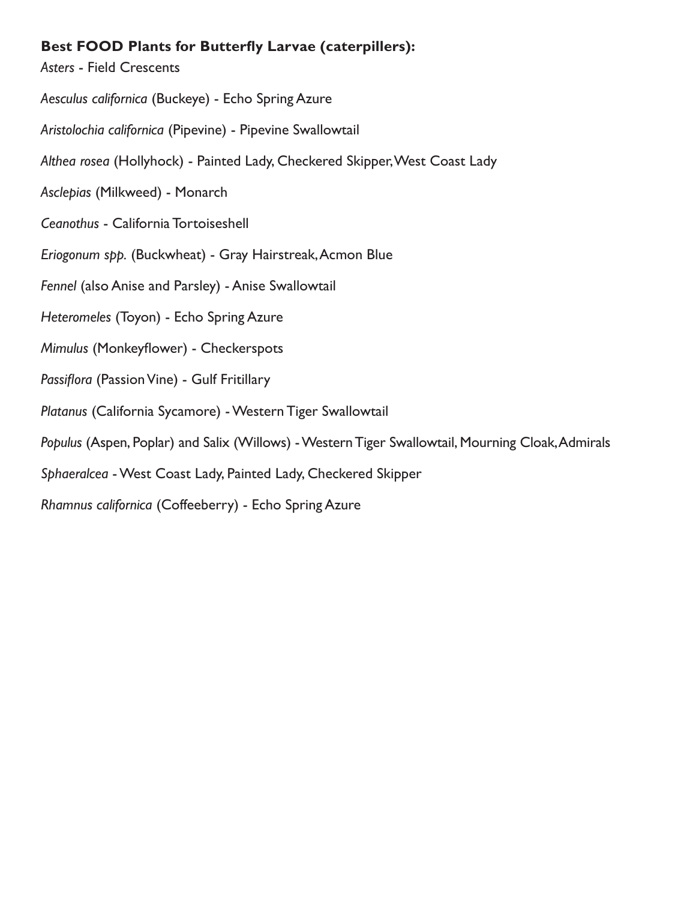**Best FOOD Plants for Butterfly Larvae (caterpillers):**

*Asters* - Field Crescents

*Aesculus californica* (Buckeye) - Echo Spring Azure

*Aristolochia californica* (Pipevine) - Pipevine Swallowtail

*Althea rosea* (Hollyhock) - Painted Lady, Checkered Skipper, West Coast Lady

*Asclepias* (Milkweed) - Monarch

*Ceanothus* - California Tortoiseshell

*Eriogonum spp.* (Buckwheat) - Gray Hairstreak, Acmon Blue

*Fennel* (also Anise and Parsley) - Anise Swallowtail

*Heteromeles* (Toyon) - Echo Spring Azure

*Mimulus* (Monkeyflower) - Checkerspots

*Passiflora* (Passion Vine) - Gulf Fritillary

*Platanus* (California Sycamore) - Western Tiger Swallowtail

*Populus* (Aspen, Poplar) and Salix (Willows) - Western Tiger Swallowtail, Mourning Cloak, Admirals

*Sphaeralcea* - West Coast Lady, Painted Lady, Checkered Skipper

*Rhamnus californica* (Coffeeberry) - Echo Spring Azure